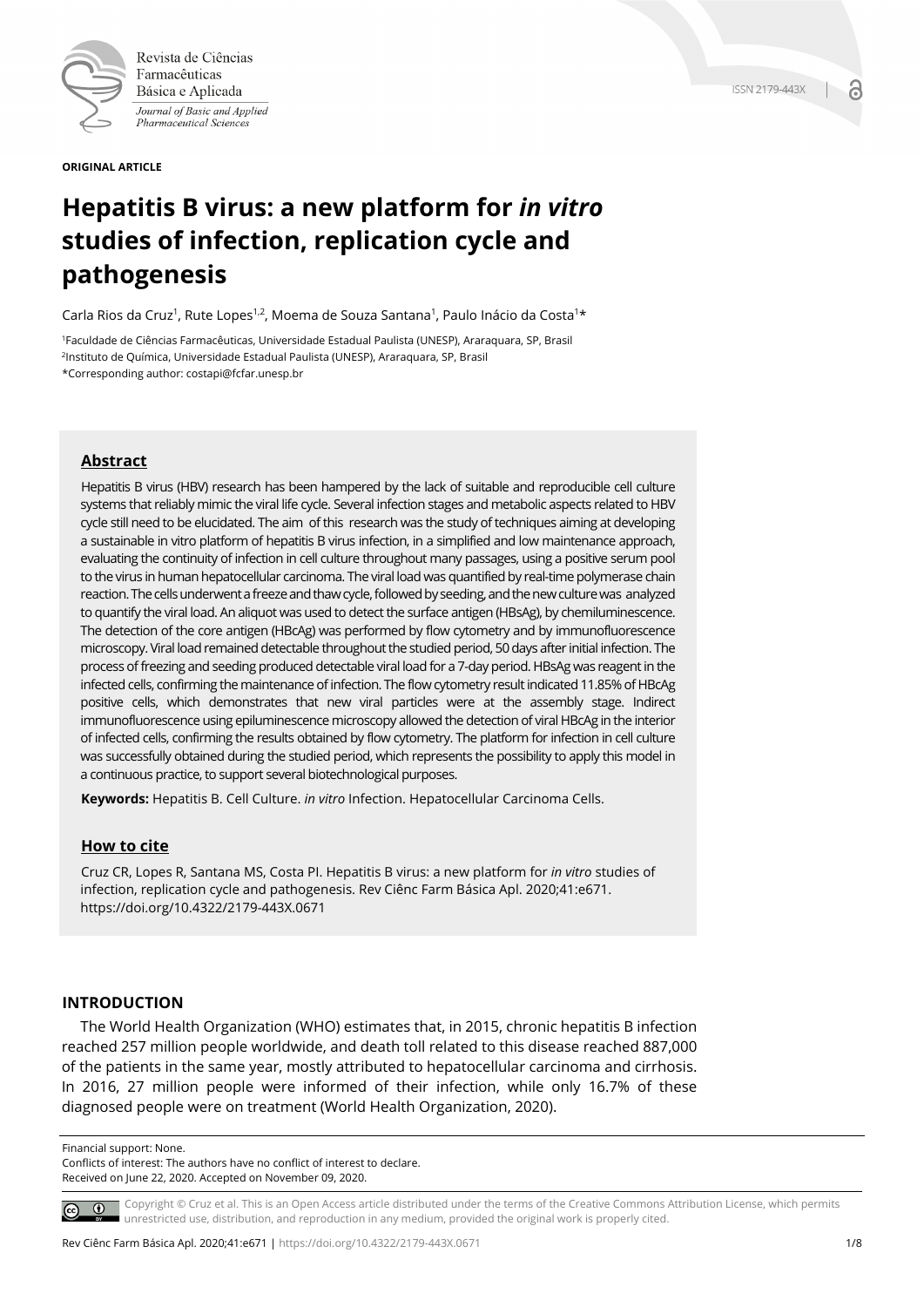**ORIGINAL ARTICLE**

# Hepatitis B virus: a new platform for *in vitro* studies of infection, replication cycle and pathogenesis

Carla Rios da Cruz[1], Rute Lopes[1,2], Moema de Souza Santana[1], Paulo Inácio da Costa[1]*

[1]Faculdade de Ciências Farmacêuticas, Universidade Estadual Paulista (UNESP), Araraquara, SP, Brasil
[2]Instituto de Química, Universidade Estadual Paulista (UNESP), Araraquara, SP, Brasil
*Corresponding author: costapi@fcfar.unesp.br

## Abstract

Hepatitis B virus (HBV) research has been hampered by the lack of suitable and reproducible cell culture systems that reliably mimic the viral life cycle. Several infection stages and metabolic aspects related to HBV cycle still need to be elucidated. The aim of this research was the study of techniques aiming at developing a sustainable in vitro platform of hepatitis B virus infection, in a simplified and low maintenance approach, evaluating the continuity of infection in cell culture throughout many passages, using a positive serum pool to the virus in human hepatocellular carcinoma. The viral load was quantified by real-time polymerase chain reaction. The cells underwent a freeze and thaw cycle, followed by seeding, and the new culture was analyzed to quantify the viral load. An aliquot was used to detect the surface antigen (HBsAg), by chemiluminescence. The detection of the core antigen (HBcAg) was performed by flow cytometry and by immunofluorescence microscopy. Viral load remained detectable throughout the studied period, 50 days after initial infection. The process of freezing and seeding produced detectable viral load for a 7-day period. HBsAg was reagent in the infected cells, confirming the maintenance of infection. The flow cytometry result indicated 11.85% of HBcAg positive cells, which demonstrates that new viral particles were at the assembly stage. Indirect immunofluorescence using epiluminescence microscopy allowed the detection of viral HBcAg in the interior of infected cells, confirming the results obtained by flow cytometry. The platform for infection in cell culture was successfully obtained during the studied period, which represents the possibility to apply this model in a continuous practice, to support several biotechnological purposes.

**Keywords:** Hepatitis B. Cell Culture. *in vitro* Infection. Hepatocellular Carcinoma Cells.

## How to cite

Cruz CR, Lopes R, Santana MS, Costa PI. Hepatitis B virus: a new platform for *in vitro* studies of infection, replication cycle and pathogenesis. Rev Ciênc Farm Básica Apl. 2020;41:e671. https://doi.org/10.4322/2179-443X.0671

## INTRODUCTION

The World Health Organization (WHO) estimates that, in 2015, chronic hepatitis B infection reached 257 million people worldwide, and death toll related to this disease reached 887,000 of the patients in the same year, mostly attributed to hepatocellular carcinoma and cirrhosis. In 2016, 27 million people were informed of their infection, while only 16.7% of these diagnosed people were on treatment (World Health Organization, 2020).

Financial support: None.
Conflicts of interest: The authors have no conflict of interest to declare.
Received on June 22, 2020. Accepted on November 09, 2020.

Copyright © Cruz et al. This is an Open Access article distributed under the terms of the Creative Commons Attribution License, which permits unrestricted use, distribution, and reproduction in any medium, provided the original work is properly cited.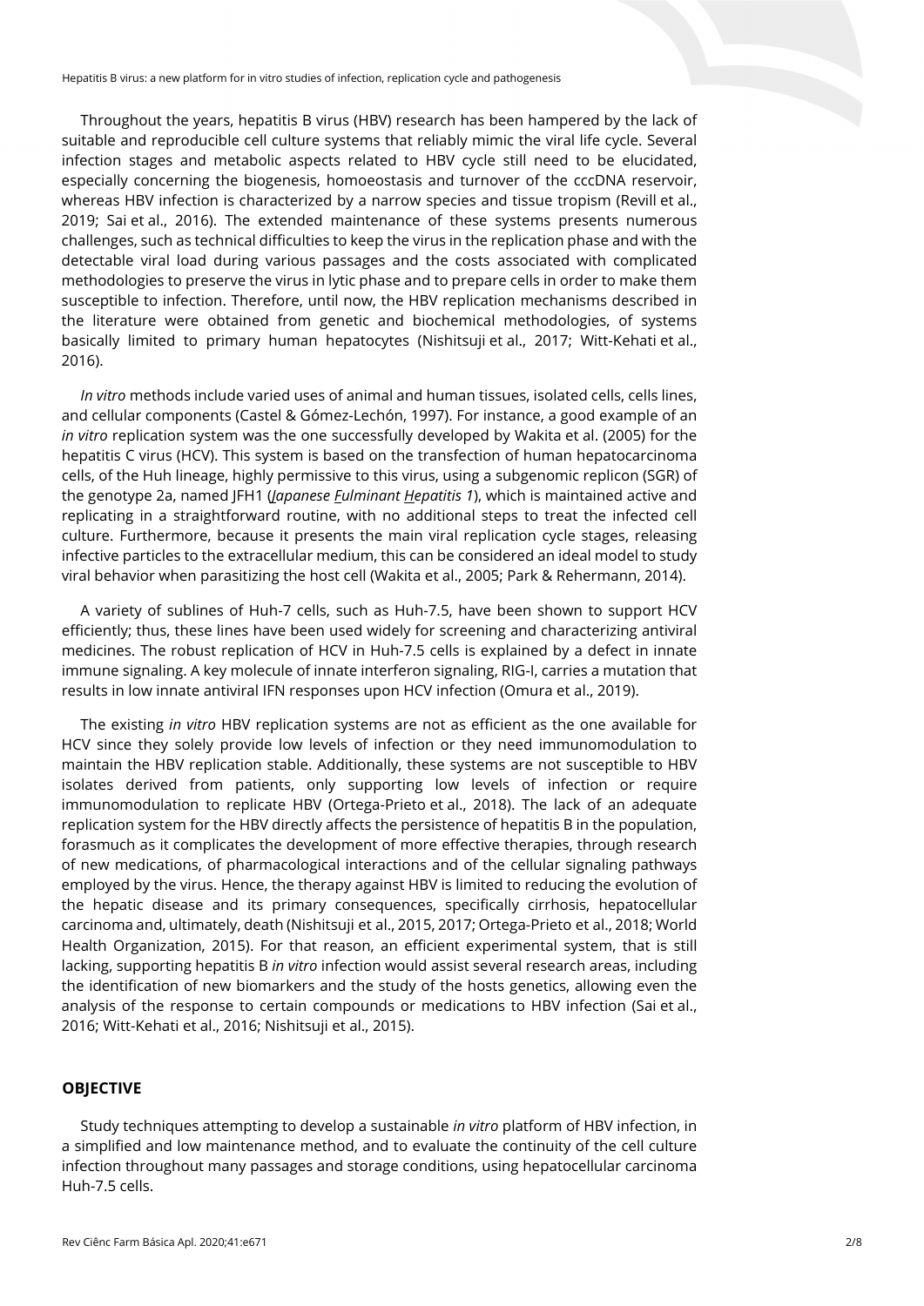Throughout the years, hepatitis B virus (HBV) research has been hampered by the lack of suitable and reproducible cell culture systems that reliably mimic the viral life cycle. Several infection stages and metabolic aspects related to HBV cycle still need to be elucidated, especially concerning the biogenesis, homoeostasis and turnover of the cccDNA reservoir, whereas HBV infection is characterized by a narrow species and tissue tropism (Revill et al., 2019; Sai et al., 2016). The extended maintenance of these systems presents numerous challenges, such as technical difficulties to keep the virus in the replication phase and with the detectable viral load during various passages and the costs associated with complicated methodologies to preserve the virus in lytic phase and to prepare cells in order to make them susceptible to infection. Therefore, until now, the HBV replication mechanisms described in the literature were obtained from genetic and biochemical methodologies, of systems basically limited to primary human hepatocytes (Nishitsuji et al., 2017; Witt-Kehati et al., 2016).

*In vitro* methods include varied uses of animal and human tissues, isolated cells, cells lines, and cellular components (Castel & Gómez-Lechón, 1997). For instance, a good example of an *in vitro* replication system was the one successfully developed by Wakita et al. (2005) for the hepatitis C virus (HCV). This system is based on the transfection of human hepatocarcinoma cells, of the Huh lineage, highly permissive to this virus, using a subgenomic replicon (SGR) of the genotype 2a, named JFH1 (*Japanese Fulminant Hepatitis 1*), which is maintained active and replicating in a straightforward routine, with no additional steps to treat the infected cell culture. Furthermore, because it presents the main viral replication cycle stages, releasing infective particles to the extracellular medium, this can be considered an ideal model to study viral behavior when parasitizing the host cell (Wakita et al., 2005; Park & Rehermann, 2014).

A variety of sublines of Huh-7 cells, such as Huh-7.5, have been shown to support HCV efficiently; thus, these lines have been used widely for screening and characterizing antiviral medicines. The robust replication of HCV in Huh-7.5 cells is explained by a defect in innate immune signaling. A key molecule of innate interferon signaling, RIG-I, carries a mutation that results in low innate antiviral IFN responses upon HCV infection (Omura et al., 2019).

The existing *in vitro* HBV replication systems are not as efficient as the one available for HCV since they solely provide low levels of infection or they need immunomodulation to maintain the HBV replication stable. Additionally, these systems are not susceptible to HBV isolates derived from patients, only supporting low levels of infection or require immunomodulation to replicate HBV (Ortega-Prieto et al., 2018). The lack of an adequate replication system for the HBV directly affects the persistence of hepatitis B in the population, forasmuch as it complicates the development of more effective therapies, through research of new medications, of pharmacological interactions and of the cellular signaling pathways employed by the virus. Hence, the therapy against HBV is limited to reducing the evolution of the hepatic disease and its primary consequences, specifically cirrhosis, hepatocellular carcinoma and, ultimately, death (Nishitsuji et al., 2015, 2017; Ortega-Prieto et al., 2018; World Health Organization, 2015). For that reason, an efficient experimental system, that is still lacking, supporting hepatitis B *in vitro* infection would assist several research areas, including the identification of new biomarkers and the study of the hosts genetics, allowing even the analysis of the response to certain compounds or medications to HBV infection (Sai et al., 2016; Witt-Kehati et al., 2016; Nishitsuji et al., 2015).

## OBJECTIVE

Study techniques attempting to develop a sustainable *in vitro* platform of HBV infection, in a simplified and low maintenance method, and to evaluate the continuity of the cell culture infection throughout many passages and storage conditions, using hepatocellular carcinoma Huh-7.5 cells.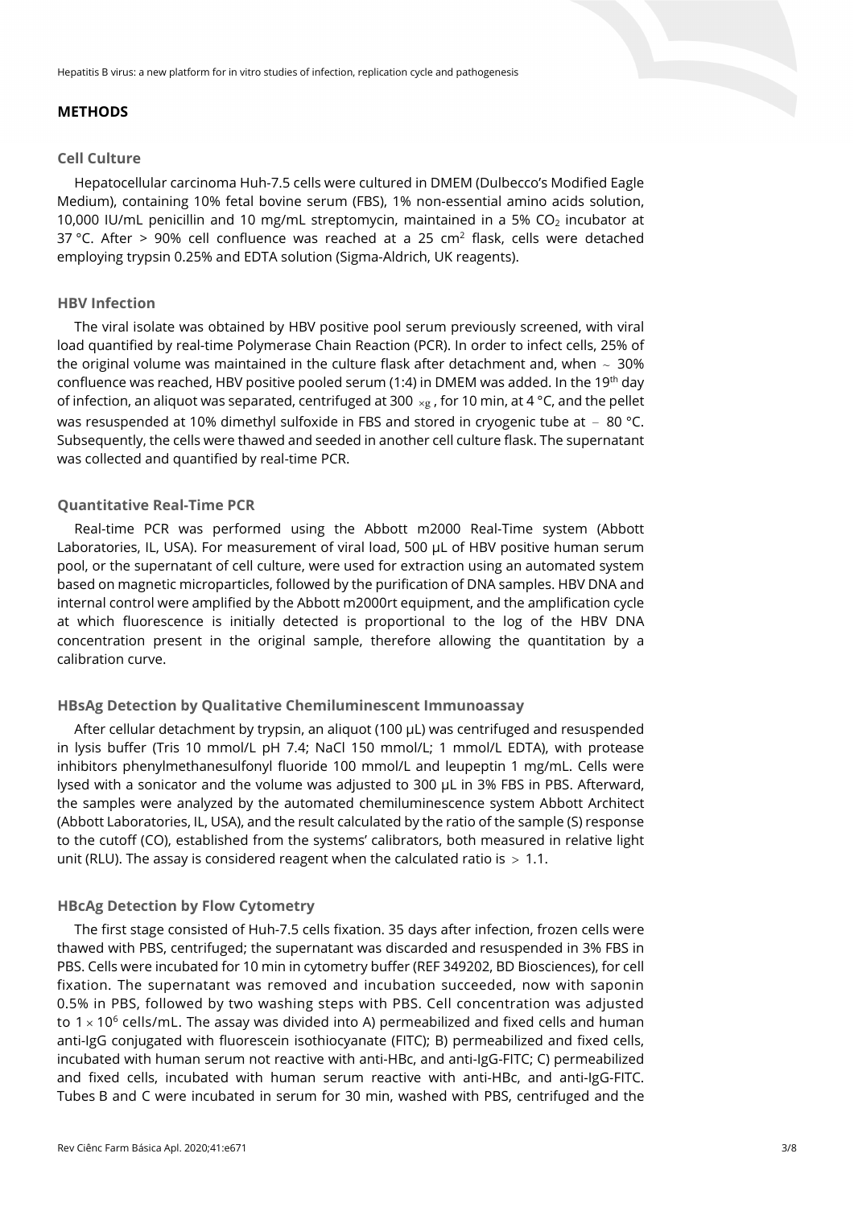## METHODS

### Cell Culture

Hepatocellular carcinoma Huh-7.5 cells were cultured in DMEM (Dulbecco's Modified Eagle Medium), containing 10% fetal bovine serum (FBS), 1% non-essential amino acids solution, 10,000 IU/mL penicillin and 10 mg/mL streptomycin, maintained in a 5% $CO_2$ incubator at 37 °C. After > 90% cell confluence was reached at a 25 $cm^2$ flask, cells were detached employing trypsin 0.25% and EDTA solution (Sigma-Aldrich, UK reagents).

### HBV Infection

The viral isolate was obtained by HBV positive pool serum previously screened, with viral load quantified by real-time Polymerase Chain Reaction (PCR). In order to infect cells, 25% of the original volume was maintained in the culture flask after detachment and, when ~ 30% confluence was reached, HBV positive pooled serum (1:4) in DMEM was added. In the 19th day of infection, an aliquot was separated, centrifuged at 300 ×g, for 10 min, at 4 °C, and the pellet was resuspended at 10% dimethyl sulfoxide in FBS and stored in cryogenic tube at − 80 °C. Subsequently, the cells were thawed and seeded in another cell culture flask. The supernatant was collected and quantified by real-time PCR.

### Quantitative Real-Time PCR

Real-time PCR was performed using the Abbott m2000 Real-Time system (Abbott Laboratories, IL, USA). For measurement of viral load, 500 µL of HBV positive human serum pool, or the supernatant of cell culture, were used for extraction using an automated system based on magnetic microparticles, followed by the purification of DNA samples. HBV DNA and internal control were amplified by the Abbott m2000rt equipment, and the amplification cycle at which fluorescence is initially detected is proportional to the log of the HBV DNA concentration present in the original sample, therefore allowing the quantitation by a calibration curve.

### HBsAg Detection by Qualitative Chemiluminescent Immunoassay

After cellular detachment by trypsin, an aliquot (100 µL) was centrifuged and resuspended in lysis buffer (Tris 10 mmol/L pH 7.4; NaCl 150 mmol/L; 1 mmol/L EDTA), with protease inhibitors phenylmethanesulfonyl fluoride 100 mmol/L and leupeptin 1 mg/mL. Cells were lysed with a sonicator and the volume was adjusted to 300 µL in 3% FBS in PBS. Afterward, the samples were analyzed by the automated chemiluminescence system Abbott Architect (Abbott Laboratories, IL, USA), and the result calculated by the ratio of the sample (S) response to the cutoff (CO), established from the systems' calibrators, both measured in relative light unit (RLU). The assay is considered reagent when the calculated ratio is > 1.1.

### HBcAg Detection by Flow Cytometry

The first stage consisted of Huh-7.5 cells fixation. 35 days after infection, frozen cells were thawed with PBS, centrifuged; the supernatant was discarded and resuspended in 3% FBS in PBS. Cells were incubated for 10 min in cytometry buffer (REF 349202, BD Biosciences), for cell fixation. The supernatant was removed and incubation succeeded, now with saponin 0.5% in PBS, followed by two washing steps with PBS. Cell concentration was adjusted to $1 \times 10^6$ cells/mL. The assay was divided into A) permeabilized and fixed cells and human anti-IgG conjugated with fluorescein isothiocyanate (FITC); B) permeabilized and fixed cells, incubated with human serum not reactive with anti-HBc, and anti-IgG-FITC; C) permeabilized and fixed cells, incubated with human serum reactive with anti-HBc, and anti-IgG-FITC. Tubes B and C were incubated in serum for 30 min, washed with PBS, centrifuged and the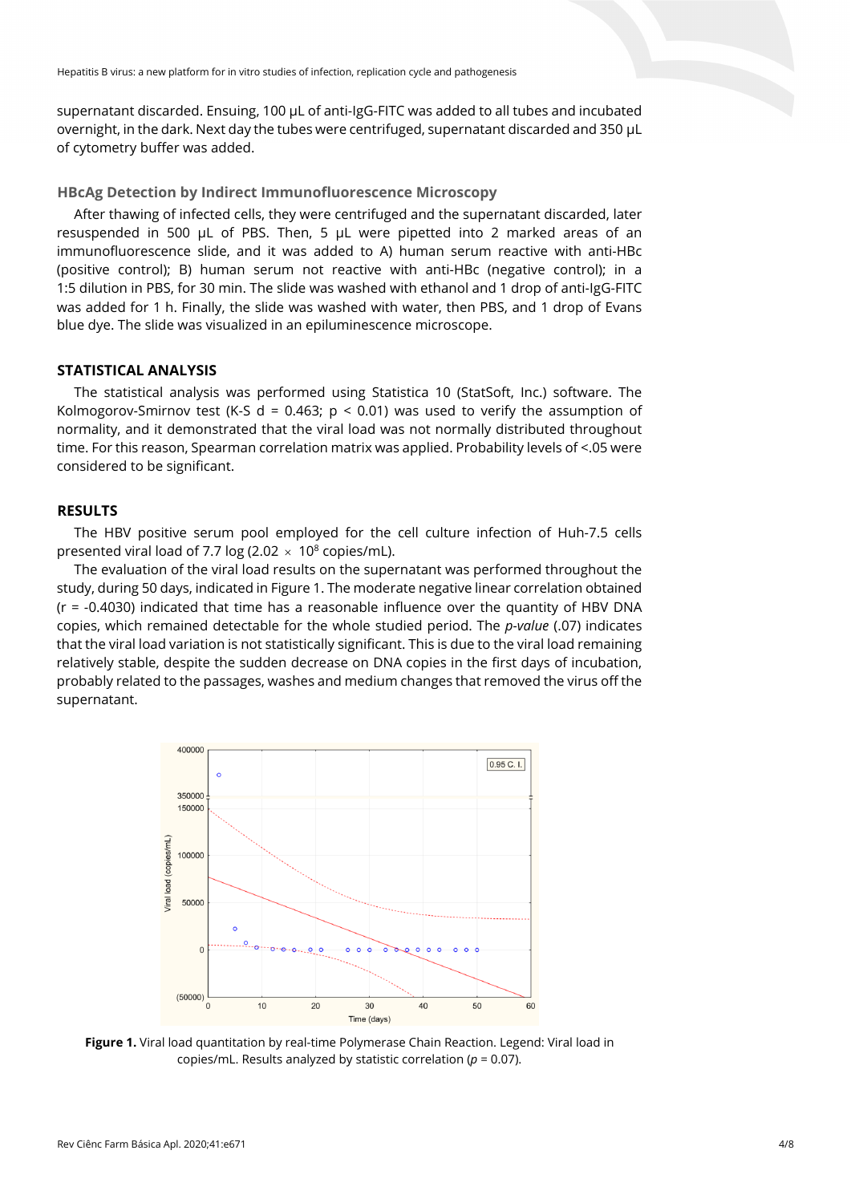supernatant discarded. Ensuing, 100 µL of anti-IgG-FITC was added to all tubes and incubated overnight, in the dark. Next day the tubes were centrifuged, supernatant discarded and 350 µL of cytometry buffer was added.

### HBcAg Detection by Indirect Immunofluorescence Microscopy

After thawing of infected cells, they were centrifuged and the supernatant discarded, later resuspended in 500 µL of PBS. Then, 5 µL were pipetted into 2 marked areas of an immunofluorescence slide, and it was added to A) human serum reactive with anti-HBc (positive control); B) human serum not reactive with anti-HBc (negative control); in a 1:5 dilution in PBS, for 30 min. The slide was washed with ethanol and 1 drop of anti-IgG-FITC was added for 1 h. Finally, the slide was washed with water, then PBS, and 1 drop of Evans blue dye. The slide was visualized in an epiluminescence microscope.

## STATISTICAL ANALYSIS

The statistical analysis was performed using Statistica 10 (StatSoft, Inc.) software. The Kolmogorov-Smirnov test (K-S d = 0.463; $p < 0.01$) was used to verify the assumption of normality, and it demonstrated that the viral load was not normally distributed throughout time. For this reason, Spearman correlation matrix was applied. Probability levels of <.05 were considered to be significant.

## RESULTS

The HBV positive serum pool employed for the cell culture infection of Huh-7.5 cells presented viral load of 7.7 log ($2.02 \times 10^8$ copies/mL).

The evaluation of the viral load results on the supernatant was performed throughout the study, during 50 days, indicated in Figure 1. The moderate negative linear correlation obtained ($r = -0.4030$) indicated that time has a reasonable influence over the quantity of HBV DNA copies, which remained detectable for the whole studied period. The *p-value* (.07) indicates that the viral load variation is not statistically significant. This is due to the viral load remaining relatively stable, despite the sudden decrease on DNA copies in the first days of incubation, probably related to the passages, washes and medium changes that removed the virus off the supernatant.

**Figure 1.** Viral load quantitation by real-time Polymerase Chain Reaction. Legend: Viral load in copies/mL. Results analyzed by statistic correlation ($p = 0.07$).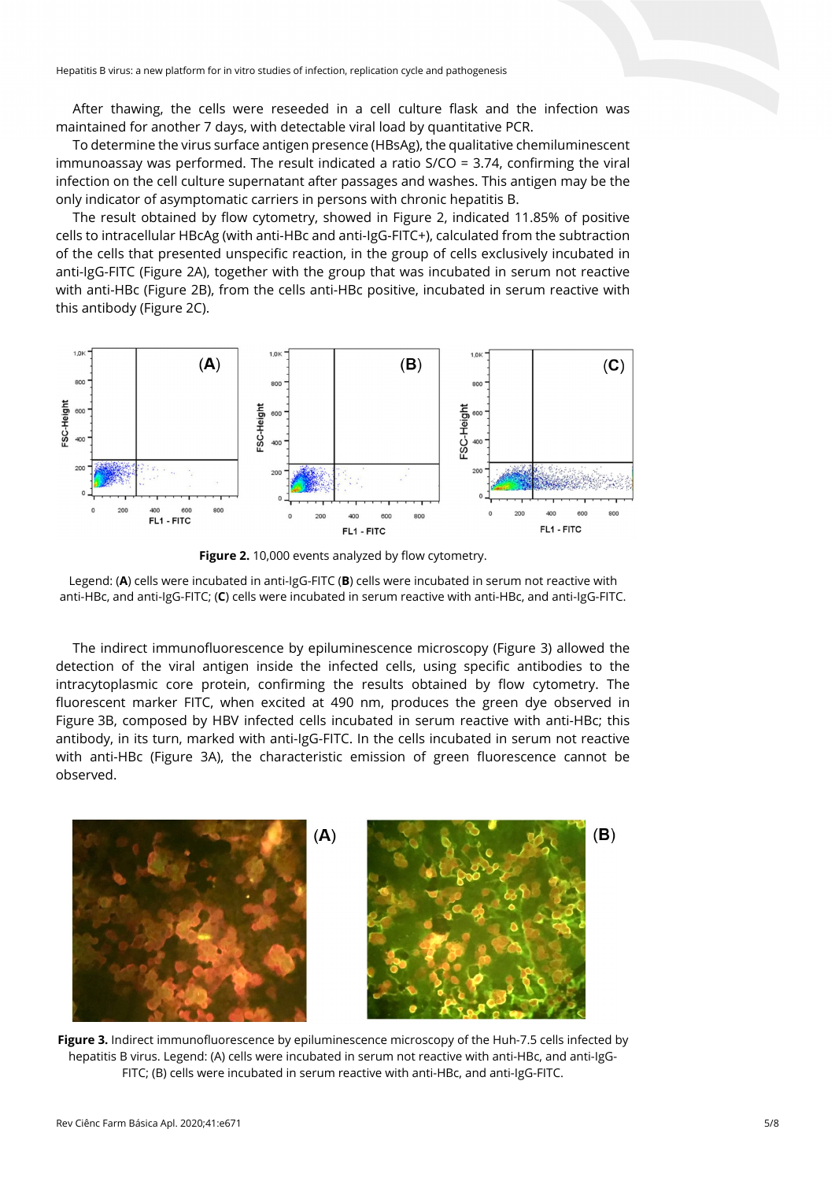After thawing, the cells were reseeded in a cell culture flask and the infection was maintained for another 7 days, with detectable viral load by quantitative PCR.

To determine the virus surface antigen presence (HBsAg), the qualitative chemiluminescent immunoassay was performed. The result indicated a ratio S/CO = 3.74, confirming the viral infection on the cell culture supernatant after passages and washes. This antigen may be the only indicator of asymptomatic carriers in persons with chronic hepatitis B.

The result obtained by flow cytometry, showed in Figure 2, indicated 11.85% of positive cells to intracellular HBcAg (with anti-HBc and anti-IgG-FITC+), calculated from the subtraction of the cells that presented unspecific reaction, in the group of cells exclusively incubated in anti-IgG-FITC (Figure 2A), together with the group that was incubated in serum not reactive with anti-HBc (Figure 2B), from the cells anti-HBc positive, incubated in serum reactive with this antibody (Figure 2C).

**Figure 2.** 10,000 events analyzed by flow cytometry.

Legend: (**A**) cells were incubated in anti-IgG-FITC (**B**) cells were incubated in serum not reactive with anti-HBc, and anti-IgG-FITC; (**C**) cells were incubated in serum reactive with anti-HBc, and anti-IgG-FITC.

The indirect immunofluorescence by epiluminescence microscopy (Figure 3) allowed the detection of the viral antigen inside the infected cells, using specific antibodies to the intracytoplasmic core protein, confirming the results obtained by flow cytometry. The fluorescent marker FITC, when excited at 490 nm, produces the green dye observed in Figure 3B, composed by HBV infected cells incubated in serum reactive with anti-HBc; this antibody, in its turn, marked with anti-IgG-FITC. In the cells incubated in serum not reactive with anti-HBc (Figure 3A), the characteristic emission of green fluorescence cannot be observed.

**Figure 3.** Indirect immunofluorescence by epiluminescence microscopy of the Huh-7.5 cells infected by hepatitis B virus. Legend: (A) cells were incubated in serum not reactive with anti-HBc, and anti-IgG-FITC; (B) cells were incubated in serum reactive with anti-HBc, and anti-IgG-FITC.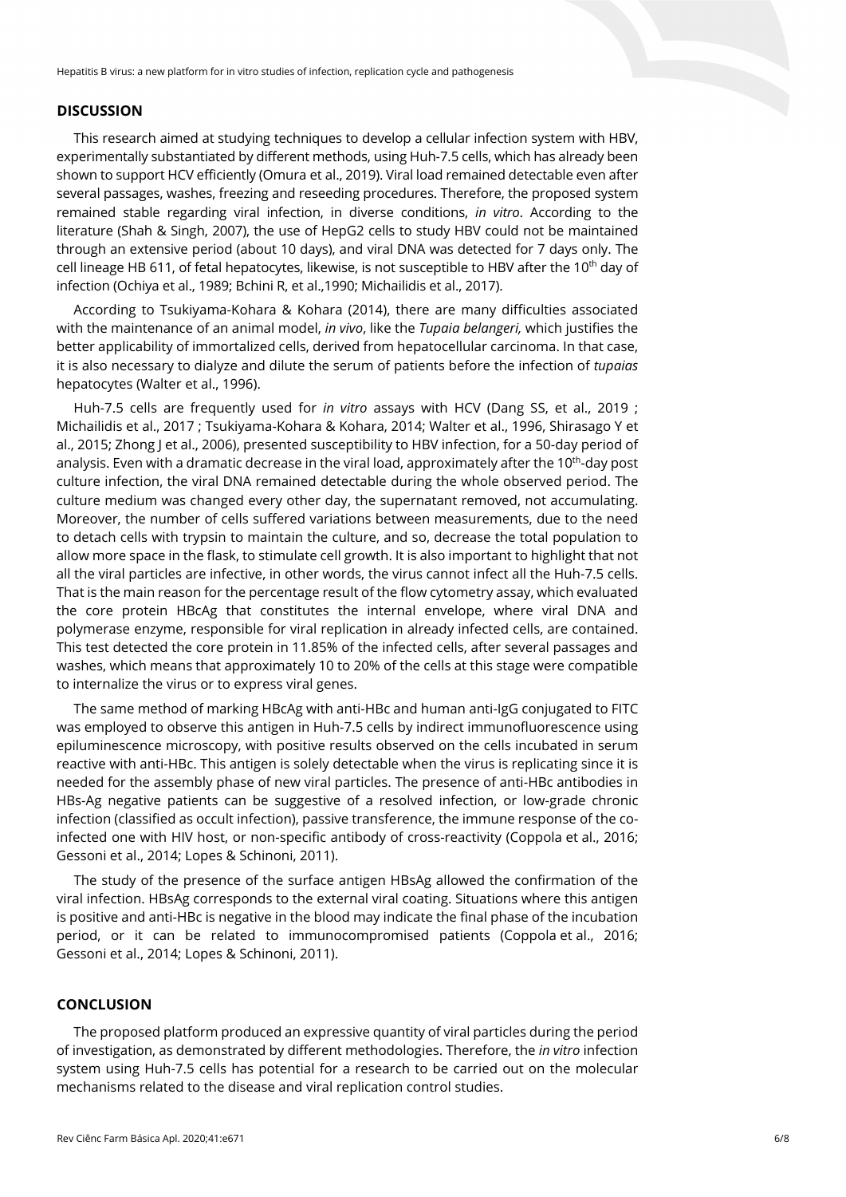## DISCUSSION

This research aimed at studying techniques to develop a cellular infection system with HBV, experimentally substantiated by different methods, using Huh-7.5 cells, which has already been shown to support HCV efficiently (Omura et al., 2019). Viral load remained detectable even after several passages, washes, freezing and reseeding procedures. Therefore, the proposed system remained stable regarding viral infection, in diverse conditions, *in vitro*. According to the literature (Shah & Singh, 2007), the use of HepG2 cells to study HBV could not be maintained through an extensive period (about 10 days), and viral DNA was detected for 7 days only. The cell lineage HB 611, of fetal hepatocytes, likewise, is not susceptible to HBV after the 10th day of infection (Ochiya et al., 1989; Bchini R, et al.,1990; Michailidis et al., 2017).

According to Tsukiyama-Kohara & Kohara (2014), there are many difficulties associated with the maintenance of an animal model, *in vivo*, like the *Tupaia belangeri,* which justifies the better applicability of immortalized cells, derived from hepatocellular carcinoma. In that case, it is also necessary to dialyze and dilute the serum of patients before the infection of *tupaias* hepatocytes (Walter et al., 1996).

Huh-7.5 cells are frequently used for *in vitro* assays with HCV (Dang SS, et al., 2019 ; Michailidis et al., 2017 ; Tsukiyama-Kohara & Kohara, 2014; Walter et al., 1996, Shirasago Y et al., 2015; Zhong J et al., 2006), presented susceptibility to HBV infection, for a 50-day period of analysis. Even with a dramatic decrease in the viral load, approximately after the 10th-day post culture infection, the viral DNA remained detectable during the whole observed period. The culture medium was changed every other day, the supernatant removed, not accumulating. Moreover, the number of cells suffered variations between measurements, due to the need to detach cells with trypsin to maintain the culture, and so, decrease the total population to allow more space in the flask, to stimulate cell growth. It is also important to highlight that not all the viral particles are infective, in other words, the virus cannot infect all the Huh-7.5 cells. That is the main reason for the percentage result of the flow cytometry assay, which evaluated the core protein HBcAg that constitutes the internal envelope, where viral DNA and polymerase enzyme, responsible for viral replication in already infected cells, are contained. This test detected the core protein in 11.85% of the infected cells, after several passages and washes, which means that approximately 10 to 20% of the cells at this stage were compatible to internalize the virus or to express viral genes.

The same method of marking HBcAg with anti-HBc and human anti-IgG conjugated to FITC was employed to observe this antigen in Huh-7.5 cells by indirect immunofluorescence using epiluminescence microscopy, with positive results observed on the cells incubated in serum reactive with anti-HBc. This antigen is solely detectable when the virus is replicating since it is needed for the assembly phase of new viral particles. The presence of anti-HBc antibodies in HBs-Ag negative patients can be suggestive of a resolved infection, or low-grade chronic infection (classified as occult infection), passive transference, the immune response of the co-infected one with HIV host, or non-specific antibody of cross-reactivity (Coppola et al., 2016; Gessoni et al., 2014; Lopes & Schinoni, 2011).

The study of the presence of the surface antigen HBsAg allowed the confirmation of the viral infection. HBsAg corresponds to the external viral coating. Situations where this antigen is positive and anti-HBc is negative in the blood may indicate the final phase of the incubation period, or it can be related to immunocompromised patients (Coppola et al., 2016; Gessoni et al., 2014; Lopes & Schinoni, 2011).

## CONCLUSION

The proposed platform produced an expressive quantity of viral particles during the period of investigation, as demonstrated by different methodologies. Therefore, the *in vitro* infection system using Huh-7.5 cells has potential for a research to be carried out on the molecular mechanisms related to the disease and viral replication control studies.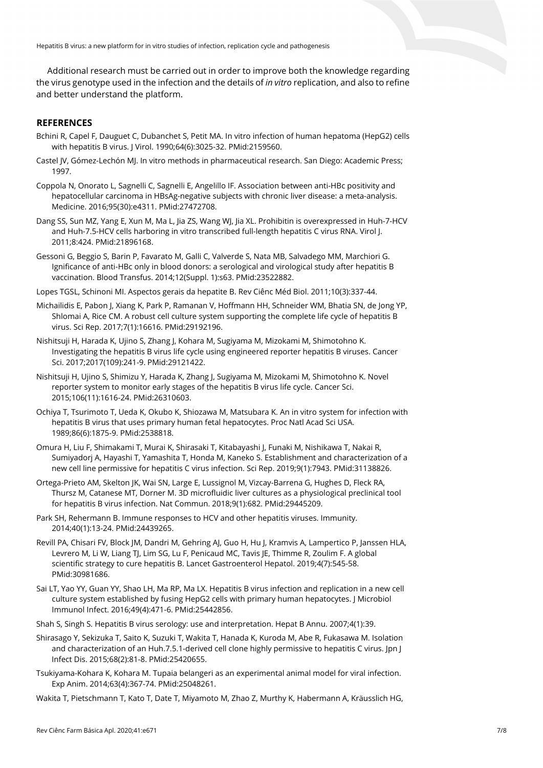Additional research must be carried out in order to improve both the knowledge regarding the virus genotype used in the infection and the details of *in vitro* replication, and also to refine and better understand the platform.

## REFERENCES

Bchini R, Capel F, Dauguet C, Dubanchet S, Petit MA. In vitro infection of human hepatoma (HepG2) cells with hepatitis B virus. J Virol. 1990;64(6):3025-32. PMid:2159560.

Castel JV, Gómez-Lechón MJ. In vitro methods in pharmaceutical research. San Diego: Academic Press; 1997.

Coppola N, Onorato L, Sagnelli C, Sagnelli E, Angelillo IF. Association between anti-HBc positivity and hepatocellular carcinoma in HBsAg-negative subjects with chronic liver disease: a meta-analysis. Medicine. 2016;95(30):e4311. PMid:27472708.

Dang SS, Sun MZ, Yang E, Xun M, Ma L, Jia ZS, Wang WJ, Jia XL. Prohibitin is overexpressed in Huh-7-HCV and Huh-7.5-HCV cells harboring in vitro transcribed full-length hepatitis C virus RNA. Virol J. 2011;8:424. PMid:21896168.

Gessoni G, Beggio S, Barin P, Favarato M, Galli C, Valverde S, Nata MB, Salvadego MM, Marchiori G. Ignificance of anti-HBc only in blood donors: a serological and virological study after hepatitis B vaccination. Blood Transfus. 2014;12(Suppl. 1):s63. PMid:23522882.

Lopes TGSL, Schinoni MI. Aspectos gerais da hepatite B. Rev Ciên Méd Biol. 2011;10(3):337-44.

Michailidis E, Pabon J, Xiang K, Park P, Ramanan V, Hoffmann HH, Schneider WM, Bhatia SN, de Jong YP, Shlomai A, Rice CM. A robust cell culture system supporting the complete life cycle of hepatitis B virus. Sci Rep. 2017;7(1):16616. PMid:29192196.

Nishitsuji H, Harada K, Ujino S, Zhang J, Kohara M, Sugiyama M, Mizokami M, Shimotohno K. Investigating the hepatitis B virus life cycle using engineered reporter hepatitis B viruses. Cancer Sci. 2017;2017(109):241-9. PMid:29121422.

Nishitsuji H, Ujino S, Shimizu Y, Harada K, Zhang J, Sugiyama M, Mizokami M, Shimotohno K. Novel reporter system to monitor early stages of the hepatitis B virus life cycle. Cancer Sci. 2015;106(11):1616-24. PMid:26310603.

Ochiya T, Tsurimoto T, Ueda K, Okubo K, Shiozawa M, Matsubara K. An in vitro system for infection with hepatitis B virus that uses primary human fetal hepatocytes. Proc Natl Acad Sci USA. 1989;86(6):1875-9. PMid:2538818.

Omura H, Liu F, Shimakami T, Murai K, Shirasaki T, Kitabayashi J, Funaki M, Nishikawa T, Nakai R, Sumiyadorj A, Hayashi T, Yamashita T, Honda M, Kaneko S. Establishment and characterization of a new cell line permissive for hepatitis C virus infection. Sci Rep. 2019;9(1):7943. PMid:31138826.

Ortega-Prieto AM, Skelton JK, Wai SN, Large E, Lussignol M, Vizcay-Barrena G, Hughes D, Fleck RA, Thursz M, Catanese MT, Dorner M. 3D microfluidic liver cultures as a physiological preclinical tool for hepatitis B virus infection. Nat Commun. 2018;9(1):682. PMid:29445209.

Park SH, Rehermann B. Immune responses to HCV and other hepatitis viruses. Immunity. 2014;40(1):13-24. PMid:24439265.

Revill PA, Chisari FV, Block JM, Dandri M, Gehring AJ, Guo H, Hu J, Kramvis A, Lampertico P, Janssen HLA, Levrero M, Li W, Liang TJ, Lim SG, Lu F, Penicaud MC, Tavis JE, Thimme R, Zoulim F. A global scientific strategy to cure hepatitis B. Lancet Gastroenterol Hepatol. 2019;4(7):545-58. PMid:30981686.

Sai LT, Yao YY, Guan YY, Shao LH, Ma RP, Ma LX. Hepatitis B virus infection and replication in a new cell culture system established by fusing HepG2 cells with primary human hepatocytes. J Microbiol Immunol Infect. 2016;49(4):471-6. PMid:25442856.

Shah S, Singh S. Hepatitis B virus serology: use and interpretation. Hepat B Annu. 2007;4(1):39.

Shirasago Y, Sekizuka T, Saito K, Suzuki T, Wakita T, Hanada K, Kuroda M, Abe R, Fukasawa M. Isolation and characterization of an Huh.7.5.1-derived cell clone highly permissive to hepatitis C virus. Jpn J Infect Dis. 2015;68(2):81-8. PMid:25420655.

Tsukiyama-Kohara K, Kohara M. Tupaia belangeri as an experimental animal model for viral infection. Exp Anim. 2014;63(4):367-74. PMid:25048261.

Wakita T, Pietschmann T, Kato T, Date T, Miyamoto M, Zhao Z, Murthy K, Habermann A, Kräusslich HG,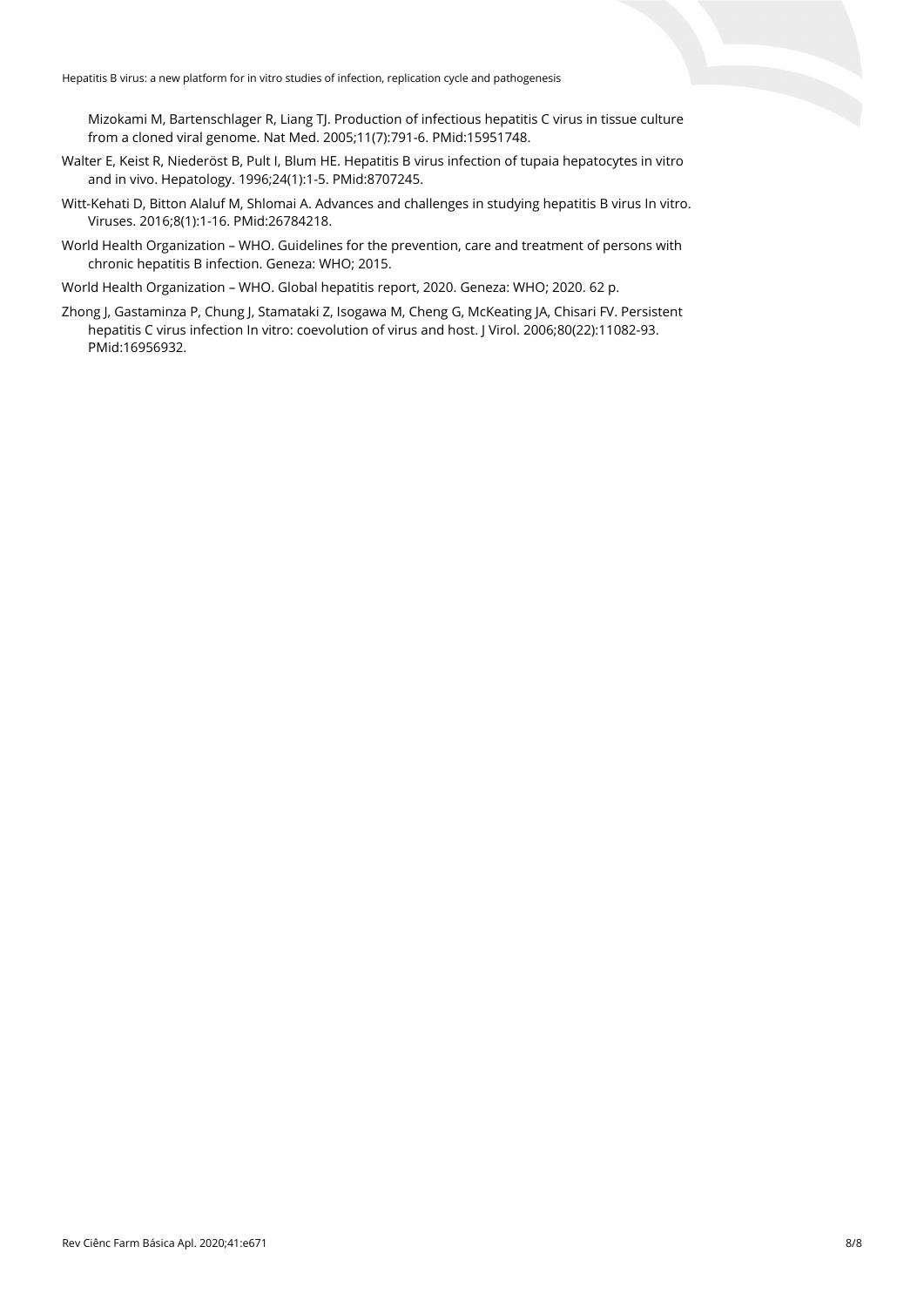Mizokami M, Bartenschlager R, Liang TJ. Production of infectious hepatitis C virus in tissue culture from a cloned viral genome. Nat Med. 2005;11(7):791-6. PMid:15951748.

Walter E, Keist R, Niederöst B, Pult I, Blum HE. Hepatitis B virus infection of tupaia hepatocytes in vitro and in vivo. Hepatology. 1996;24(1):1-5. PMid:8707245.

Witt-Kehati D, Bitton Alaluf M, Shlomai A. Advances and challenges in studying hepatitis B virus In vitro. Viruses. 2016;8(1):1-16. PMid:26784218.

World Health Organization – WHO. Guidelines for the prevention, care and treatment of persons with chronic hepatitis B infection. Geneza: WHO; 2015.

World Health Organization – WHO. Global hepatitis report, 2020. Geneza: WHO; 2020. 62 p.

Zhong J, Gastaminza P, Chung J, Stamataki Z, Isogawa M, Cheng G, McKeating JA, Chisari FV. Persistent hepatitis C virus infection In vitro: coevolution of virus and host. J Virol. 2006;80(22):11082-93. PMid:16956932.